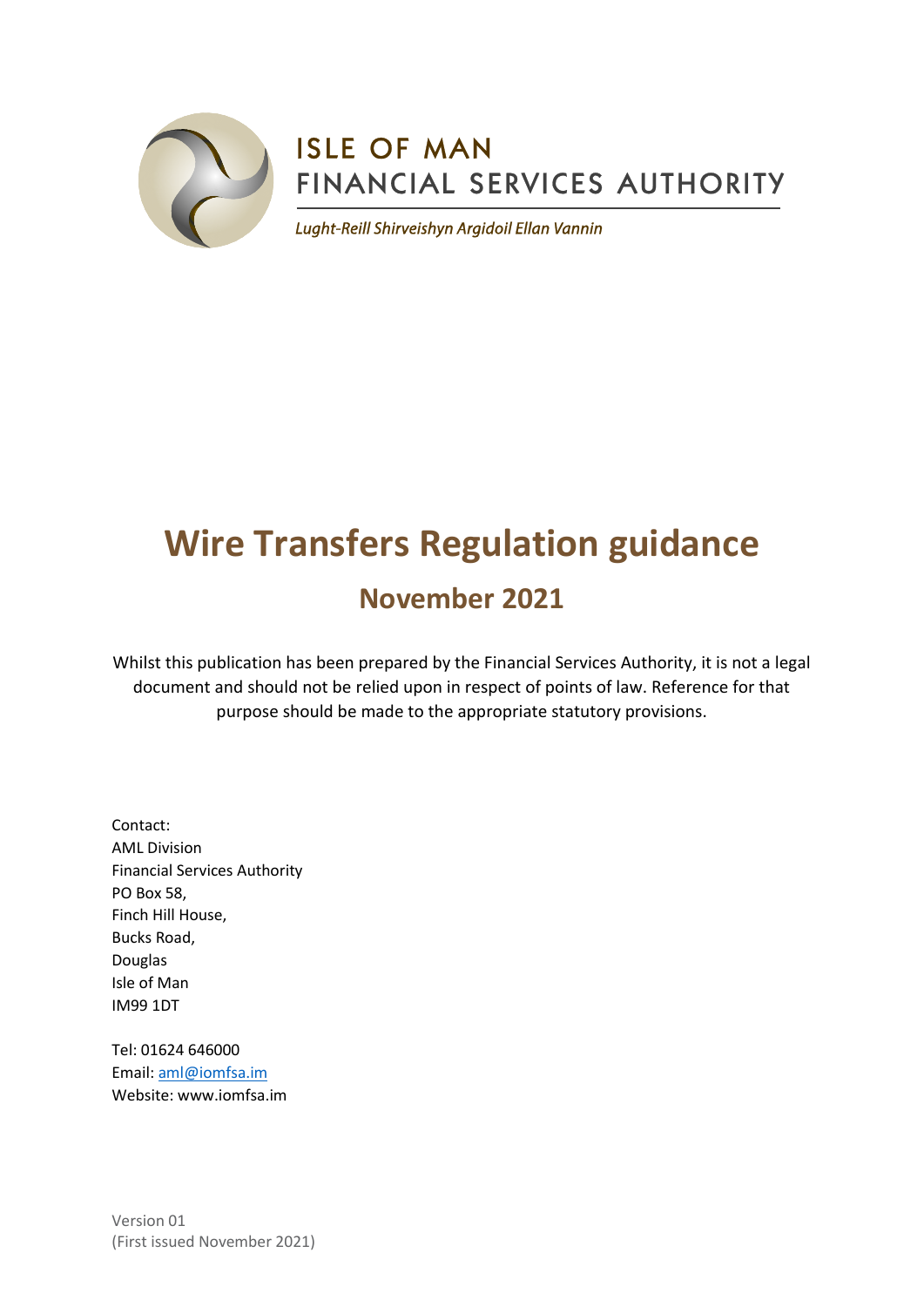ISLE OF MAN
FINANCIAL SERVICES AUTHORITY

*Lught-Reill Shirveishyn Argidoil Ellan Vannin*

# Wire Transfers Regulation guidance

## November 2021

Whilst this publication has been prepared by the Financial Services Authority, it is not a legal document and should not be relied upon in respect of points of law. Reference for that purpose should be made to the appropriate statutory provisions.

Contact:
AML Division
Financial Services Authority
PO Box 58,
Finch Hill House,
Bucks Road,
Douglas
Isle of Man
IM99 1DT

Tel: 01624 646000
Email: aml@iomfsa.im
Website: www.iomfsa.im

Version 01
(First issued November 2021)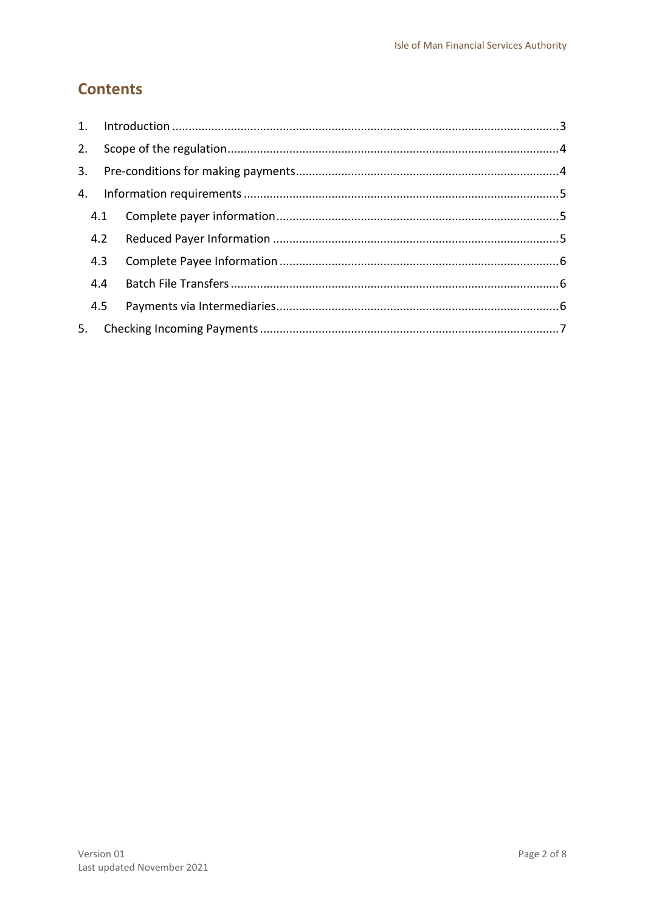# Contents

1. Introduction ....................................................................................................................3
2. Scope of the regulation....................................................................................................4
3. Pre-conditions for making payments...............................................................................4
4. Information requirements ...............................................................................................5
   - 4.1 Complete payer information.....................................................................................5
   - 4.2 Reduced Payer Information ......................................................................................5
   - 4.3 Complete Payee Information ....................................................................................6
   - 4.4 Batch File Transfers ...................................................................................................6
   - 4.5 Payments via Intermediaries......................................................................................6
5. Checking Incoming Payments ..........................................................................................7

Version 01
Last updated November 2021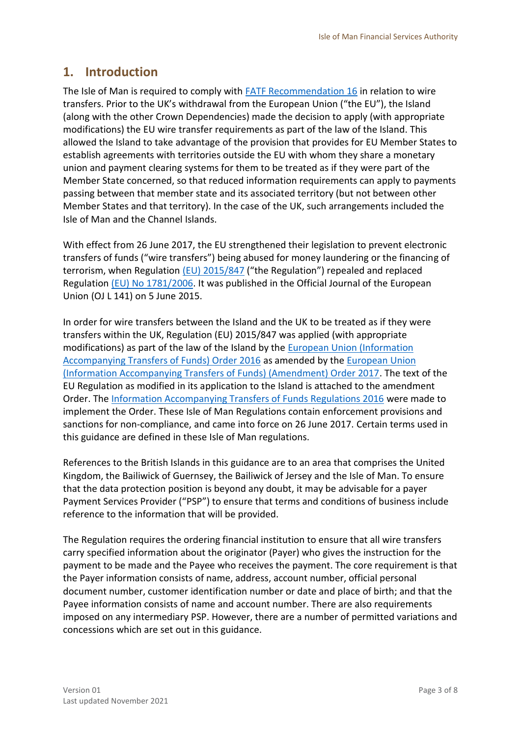## 1. Introduction

The Isle of Man is required to comply with FATF Recommendation 16 in relation to wire transfers. Prior to the UK's withdrawal from the European Union ("the EU"), the Island (along with the other Crown Dependencies) made the decision to apply (with appropriate modifications) the EU wire transfer requirements as part of the law of the Island. This allowed the Island to take advantage of the provision that provides for EU Member States to establish agreements with territories outside the EU with whom they share a monetary union and payment clearing systems for them to be treated as if they were part of the Member State concerned, so that reduced information requirements can apply to payments passing between that member state and its associated territory (but not between other Member States and that territory). In the case of the UK, such arrangements included the Isle of Man and the Channel Islands.

With effect from 26 June 2017, the EU strengthened their legislation to prevent electronic transfers of funds ("wire transfers") being abused for money laundering or the financing of terrorism, when Regulation (EU) 2015/847 ("the Regulation") repealed and replaced Regulation (EU) No 1781/2006. It was published in the Official Journal of the European Union (OJ L 141) on 5 June 2015.

In order for wire transfers between the Island and the UK to be treated as if they were transfers within the UK, Regulation (EU) 2015/847 was applied (with appropriate modifications) as part of the law of the Island by the European Union (Information Accompanying Transfers of Funds) Order 2016 as amended by the European Union (Information Accompanying Transfers of Funds) (Amendment) Order 2017. The text of the EU Regulation as modified in its application to the Island is attached to the amendment Order. The Information Accompanying Transfers of Funds Regulations 2016 were made to implement the Order. These Isle of Man Regulations contain enforcement provisions and sanctions for non-compliance, and came into force on 26 June 2017. Certain terms used in this guidance are defined in these Isle of Man regulations.

References to the British Islands in this guidance are to an area that comprises the United Kingdom, the Bailiwick of Guernsey, the Bailiwick of Jersey and the Isle of Man. To ensure that the data protection position is beyond any doubt, it may be advisable for a payer Payment Services Provider ("PSP") to ensure that terms and conditions of business include reference to the information that will be provided.

The Regulation requires the ordering financial institution to ensure that all wire transfers carry specified information about the originator (Payer) who gives the instruction for the payment to be made and the Payee who receives the payment. The core requirement is that the Payer information consists of name, address, account number, official personal document number, customer identification number or date and place of birth; and that the Payee information consists of name and account number. There are also requirements imposed on any intermediary PSP. However, there are a number of permitted variations and concessions which are set out in this guidance.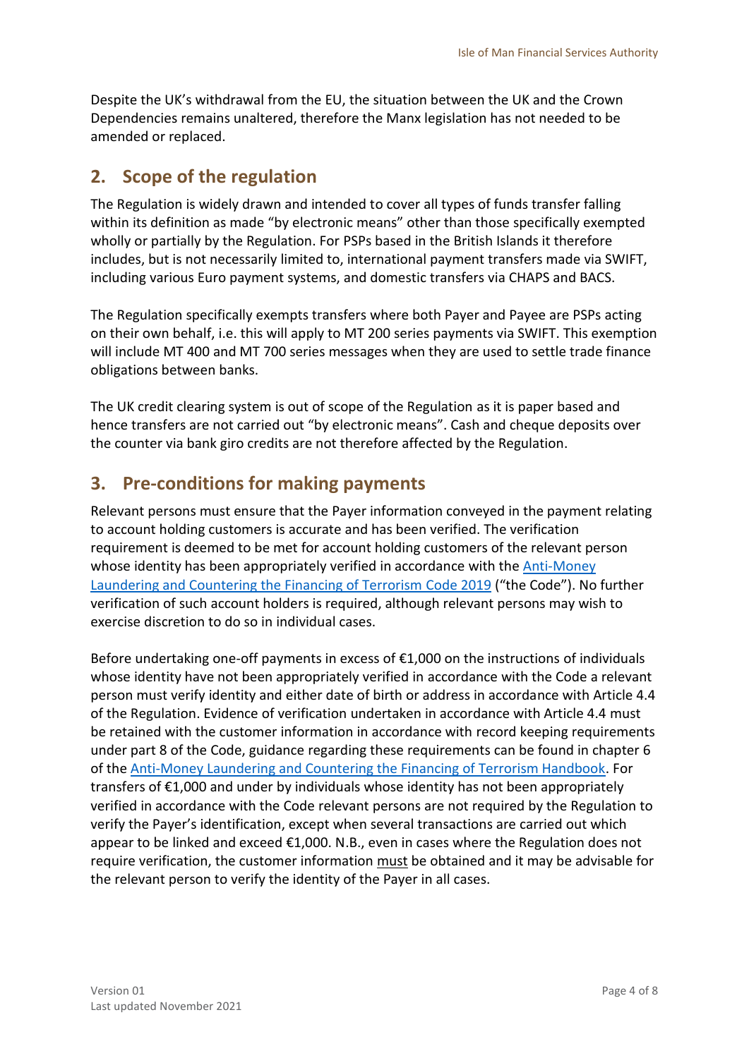Despite the UK's withdrawal from the EU, the situation between the UK and the Crown Dependencies remains unaltered, therefore the Manx legislation has not needed to be amended or replaced.

## 2. Scope of the regulation

The Regulation is widely drawn and intended to cover all types of funds transfer falling within its definition as made "by electronic means" other than those specifically exempted wholly or partially by the Regulation. For PSPs based in the British Islands it therefore includes, but is not necessarily limited to, international payment transfers made via SWIFT, including various Euro payment systems, and domestic transfers via CHAPS and BACS.

The Regulation specifically exempts transfers where both Payer and Payee are PSPs acting on their own behalf, i.e. this will apply to MT 200 series payments via SWIFT. This exemption will include MT 400 and MT 700 series messages when they are used to settle trade finance obligations between banks.

The UK credit clearing system is out of scope of the Regulation as it is paper based and hence transfers are not carried out "by electronic means". Cash and cheque deposits over the counter via bank giro credits are not therefore affected by the Regulation.

## 3. Pre-conditions for making payments

Relevant persons must ensure that the Payer information conveyed in the payment relating to account holding customers is accurate and has been verified. The verification requirement is deemed to be met for account holding customers of the relevant person whose identity has been appropriately verified in accordance with the [Anti-Money Laundering and Countering the Financing of Terrorism Code 2019]() ("the Code"). No further verification of such account holders is required, although relevant persons may wish to exercise discretion to do so in individual cases.

Before undertaking one-off payments in excess of €1,000 on the instructions of individuals whose identity have not been appropriately verified in accordance with the Code a relevant person must verify identity and either date of birth or address in accordance with Article 4.4 of the Regulation. Evidence of verification undertaken in accordance with Article 4.4 must be retained with the customer information in accordance with record keeping requirements under part 8 of the Code, guidance regarding these requirements can be found in chapter 6 of the [Anti-Money Laundering and Countering the Financing of Terrorism Handbook](). For transfers of €1,000 and under by individuals whose identity has not been appropriately verified in accordance with the Code relevant persons are not required by the Regulation to verify the Payer's identification, except when several transactions are carried out which appear to be linked and exceed €1,000. N.B., even in cases where the Regulation does not require verification, the customer information <u>must</u> be obtained and it may be advisable for the relevant person to verify the identity of the Payer in all cases.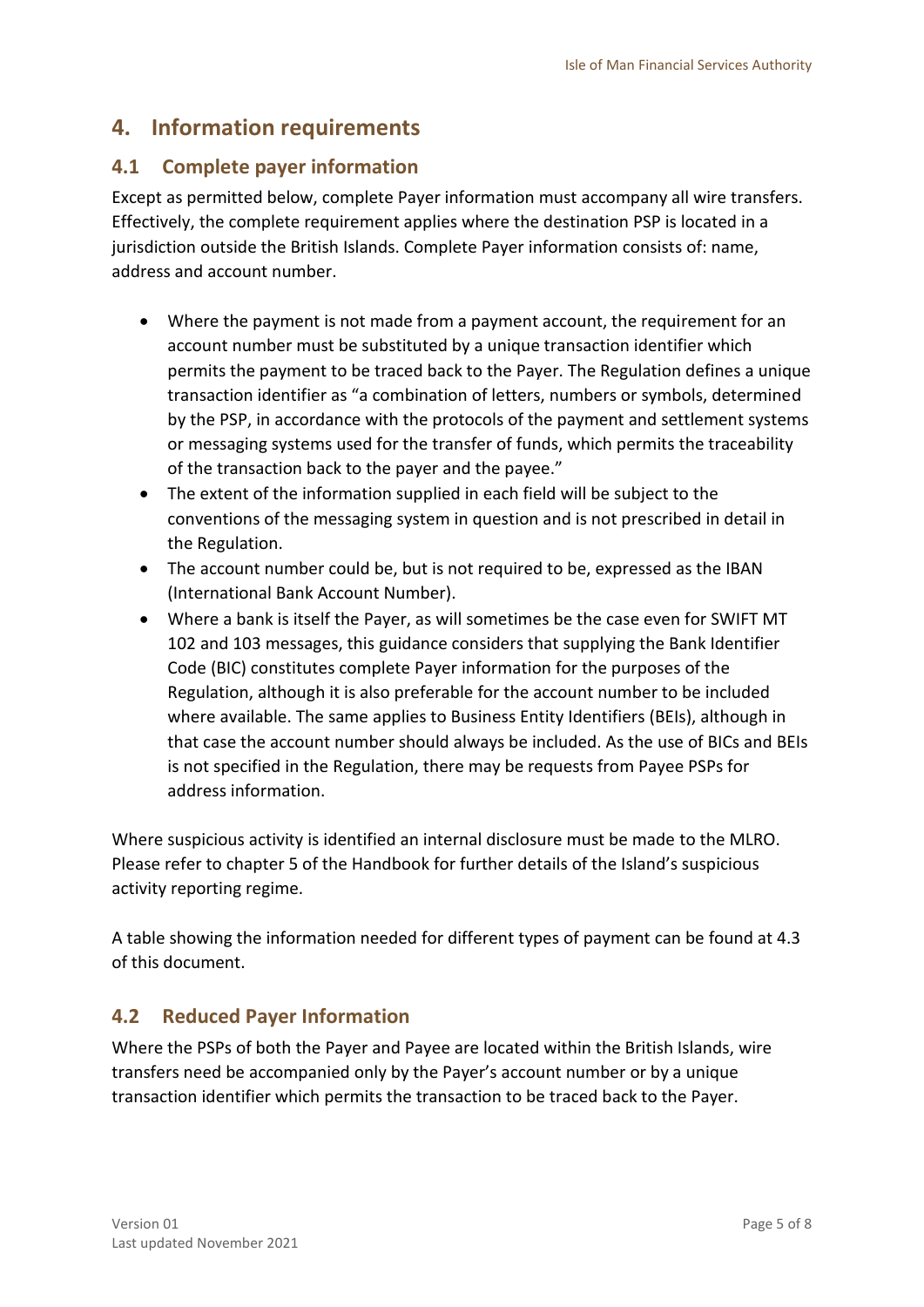## 4. Information requirements

### 4.1 Complete payer information

Except as permitted below, complete Payer information must accompany all wire transfers. Effectively, the complete requirement applies where the destination PSP is located in a jurisdiction outside the British Islands. Complete Payer information consists of: name, address and account number.

- Where the payment is not made from a payment account, the requirement for an account number must be substituted by a unique transaction identifier which permits the payment to be traced back to the Payer. The Regulation defines a unique transaction identifier as "a combination of letters, numbers or symbols, determined by the PSP, in accordance with the protocols of the payment and settlement systems or messaging systems used for the transfer of funds, which permits the traceability of the transaction back to the payer and the payee."
- The extent of the information supplied in each field will be subject to the conventions of the messaging system in question and is not prescribed in detail in the Regulation.
- The account number could be, but is not required to be, expressed as the IBAN (International Bank Account Number).
- Where a bank is itself the Payer, as will sometimes be the case even for SWIFT MT 102 and 103 messages, this guidance considers that supplying the Bank Identifier Code (BIC) constitutes complete Payer information for the purposes of the Regulation, although it is also preferable for the account number to be included where available. The same applies to Business Entity Identifiers (BEIs), although in that case the account number should always be included. As the use of BICs and BEIs is not specified in the Regulation, there may be requests from Payee PSPs for address information.

Where suspicious activity is identified an internal disclosure must be made to the MLRO. Please refer to chapter 5 of the Handbook for further details of the Island's suspicious activity reporting regime.

A table showing the information needed for different types of payment can be found at 4.3 of this document.

### 4.2 Reduced Payer Information

Where the PSPs of both the Payer and Payee are located within the British Islands, wire transfers need be accompanied only by the Payer's account number or by a unique transaction identifier which permits the transaction to be traced back to the Payer.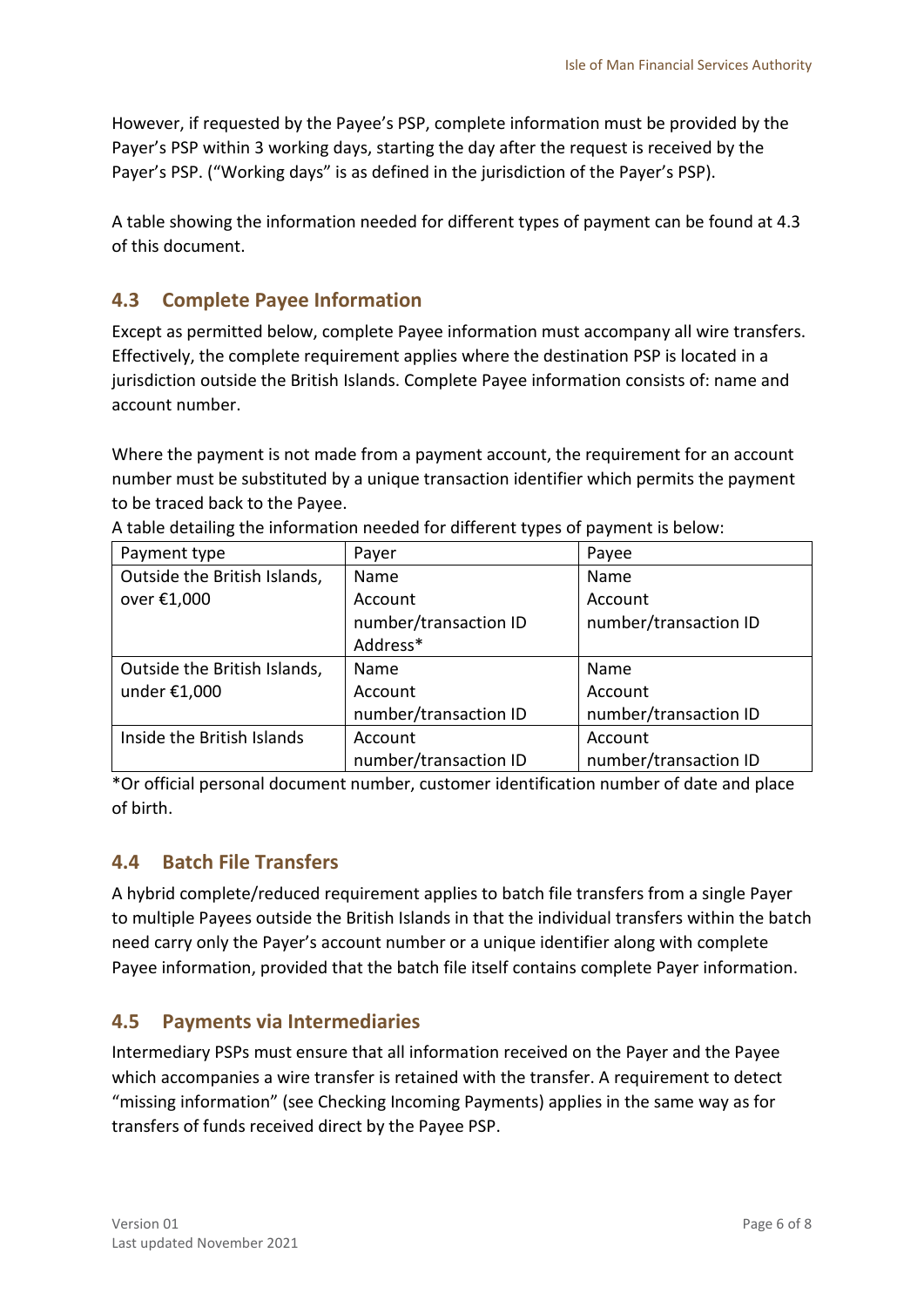However, if requested by the Payee's PSP, complete information must be provided by the Payer's PSP within 3 working days, starting the day after the request is received by the Payer's PSP. ("Working days" is as defined in the jurisdiction of the Payer's PSP).

A table showing the information needed for different types of payment can be found at 4.3 of this document.

## 4.3 Complete Payee Information

Except as permitted below, complete Payee information must accompany all wire transfers. Effectively, the complete requirement applies where the destination PSP is located in a jurisdiction outside the British Islands. Complete Payee information consists of: name and account number.

Where the payment is not made from a payment account, the requirement for an account number must be substituted by a unique transaction identifier which permits the payment to be traced back to the Payee.

A table detailing the information needed for different types of payment is below:

| Payment type | Payer | Payee |
| --- | --- | --- |
| Outside the British Islands, over €1,000 | Name<br>Account number/transaction ID<br>Address* | Name<br>Account number/transaction ID |
| Outside the British Islands, under €1,000 | Name<br>Account number/transaction ID | Name<br>Account number/transaction ID |
| Inside the British Islands | Account number/transaction ID | Account number/transaction ID |

*Or official personal document number, customer identification number of date and place of birth.

## 4.4 Batch File Transfers

A hybrid complete/reduced requirement applies to batch file transfers from a single Payer to multiple Payees outside the British Islands in that the individual transfers within the batch need carry only the Payer's account number or a unique identifier along with complete Payee information, provided that the batch file itself contains complete Payer information.

## 4.5 Payments via Intermediaries

Intermediary PSPs must ensure that all information received on the Payer and the Payee which accompanies a wire transfer is retained with the transfer. A requirement to detect "missing information" (see Checking Incoming Payments) applies in the same way as for transfers of funds received direct by the Payee PSP.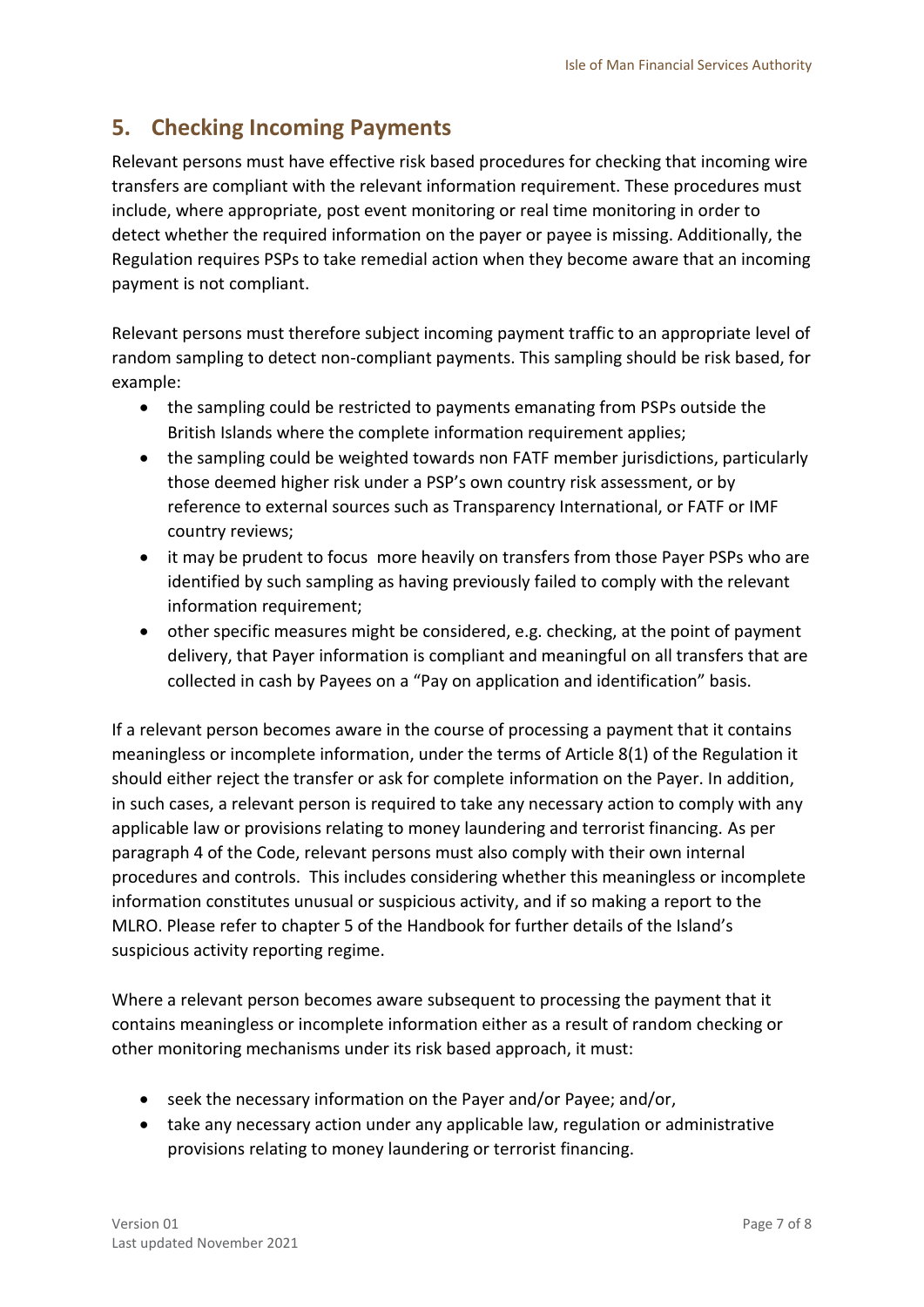## 5. Checking Incoming Payments

Relevant persons must have effective risk based procedures for checking that incoming wire transfers are compliant with the relevant information requirement. These procedures must include, where appropriate, post event monitoring or real time monitoring in order to detect whether the required information on the payer or payee is missing. Additionally, the Regulation requires PSPs to take remedial action when they become aware that an incoming payment is not compliant.

Relevant persons must therefore subject incoming payment traffic to an appropriate level of random sampling to detect non-compliant payments. This sampling should be risk based, for example:

- the sampling could be restricted to payments emanating from PSPs outside the British Islands where the complete information requirement applies;
- the sampling could be weighted towards non FATF member jurisdictions, particularly those deemed higher risk under a PSP's own country risk assessment, or by reference to external sources such as Transparency International, or FATF or IMF country reviews;
- it may be prudent to focus more heavily on transfers from those Payer PSPs who are identified by such sampling as having previously failed to comply with the relevant information requirement;
- other specific measures might be considered, e.g. checking, at the point of payment delivery, that Payer information is compliant and meaningful on all transfers that are collected in cash by Payees on a "Pay on application and identification" basis.

If a relevant person becomes aware in the course of processing a payment that it contains meaningless or incomplete information, under the terms of Article 8(1) of the Regulation it should either reject the transfer or ask for complete information on the Payer. In addition, in such cases, a relevant person is required to take any necessary action to comply with any applicable law or provisions relating to money laundering and terrorist financing. As per paragraph 4 of the Code, relevant persons must also comply with their own internal procedures and controls. This includes considering whether this meaningless or incomplete information constitutes unusual or suspicious activity, and if so making a report to the MLRO. Please refer to chapter 5 of the Handbook for further details of the Island's suspicious activity reporting regime.

Where a relevant person becomes aware subsequent to processing the payment that it contains meaningless or incomplete information either as a result of random checking or other monitoring mechanisms under its risk based approach, it must:

- seek the necessary information on the Payer and/or Payee; and/or,
- take any necessary action under any applicable law, regulation or administrative provisions relating to money laundering or terrorist financing.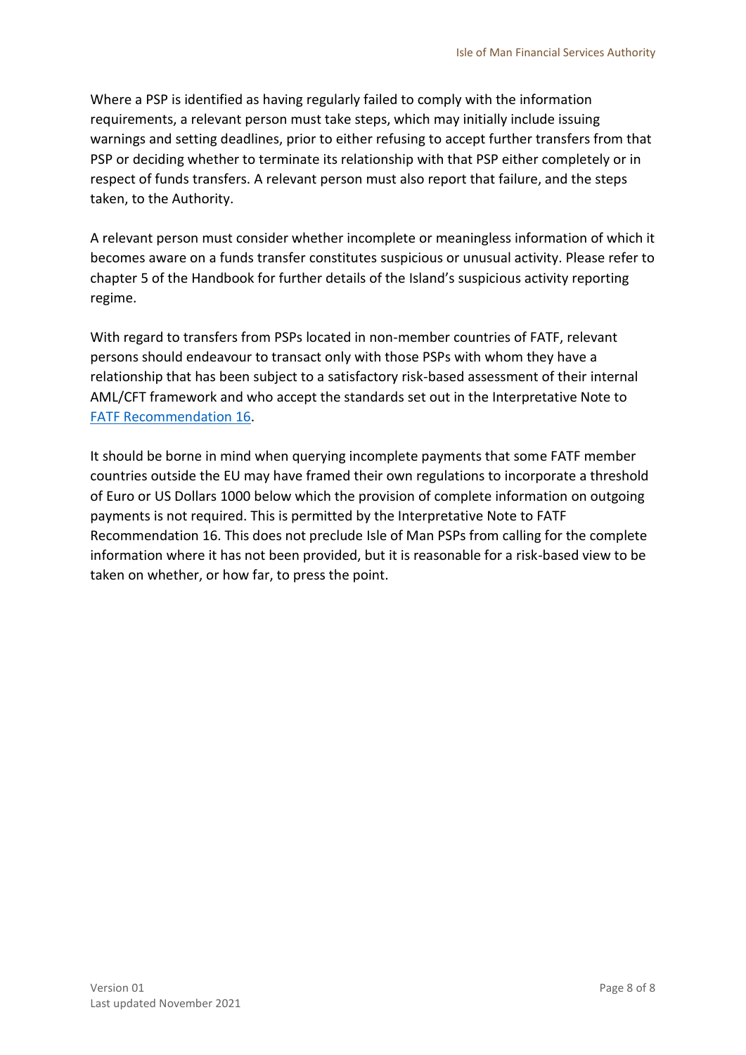Where a PSP is identified as having regularly failed to comply with the information requirements, a relevant person must take steps, which may initially include issuing warnings and setting deadlines, prior to either refusing to accept further transfers from that PSP or deciding whether to terminate its relationship with that PSP either completely or in respect of funds transfers. A relevant person must also report that failure, and the steps taken, to the Authority.

A relevant person must consider whether incomplete or meaningless information of which it becomes aware on a funds transfer constitutes suspicious or unusual activity. Please refer to chapter 5 of the Handbook for further details of the Island's suspicious activity reporting regime.

With regard to transfers from PSPs located in non-member countries of FATF, relevant persons should endeavour to transact only with those PSPs with whom they have a relationship that has been subject to a satisfactory risk-based assessment of their internal AML/CFT framework and who accept the standards set out in the Interpretative Note to FATF Recommendation 16.

It should be borne in mind when querying incomplete payments that some FATF member countries outside the EU may have framed their own regulations to incorporate a threshold of Euro or US Dollars 1000 below which the provision of complete information on outgoing payments is not required. This is permitted by the Interpretative Note to FATF Recommendation 16. This does not preclude Isle of Man PSPs from calling for the complete information where it has not been provided, but it is reasonable for a risk-based view to be taken on whether, or how far, to press the point.